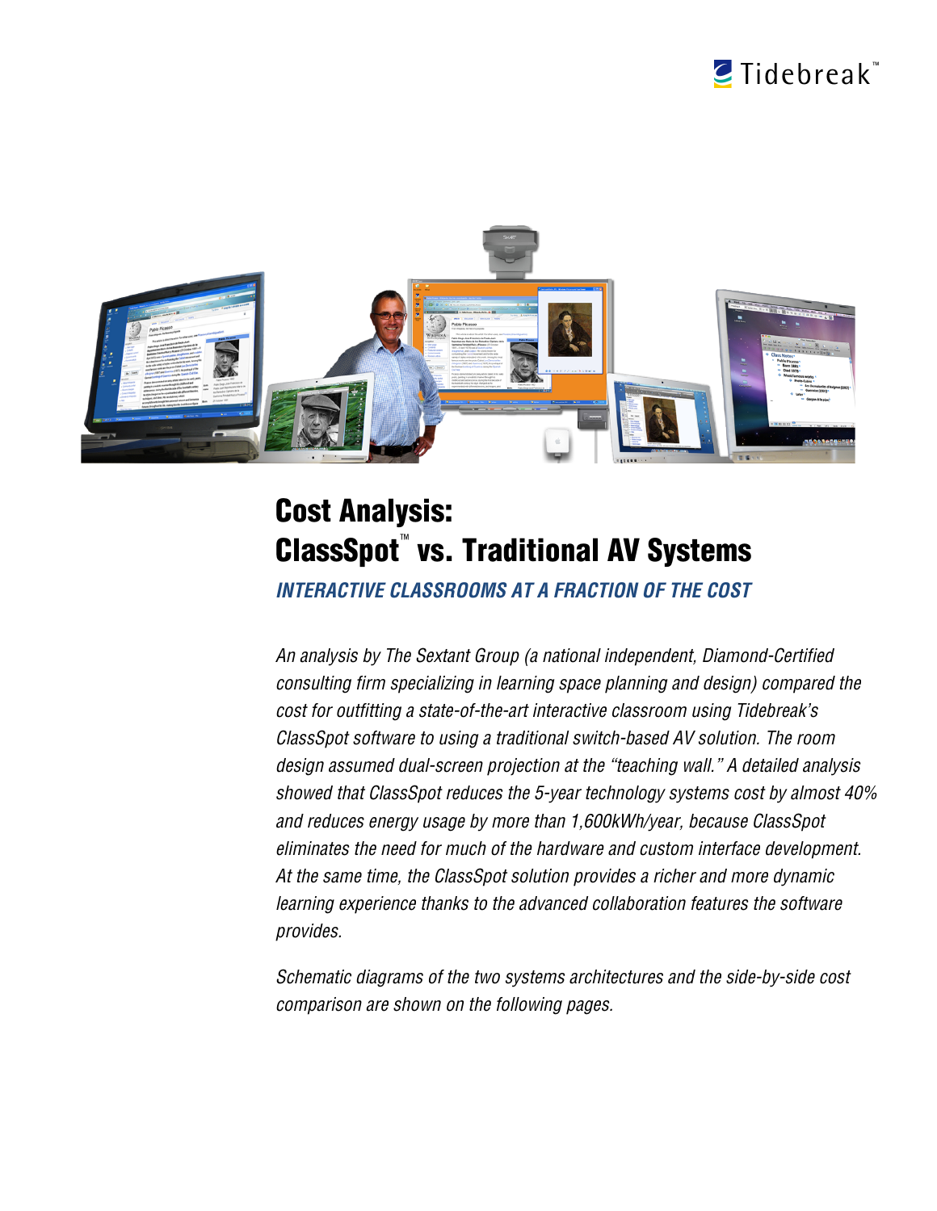Tidebreak™

# Cost Analysis: ClassSpot™ vs. Traditional AV Systems

## *INTERACTIVE CLASSROOMS AT A FRACTION OF THE COST*

*An analysis by The Sextant Group (a national independent, Diamond-Certified consulting firm specializing in learning space planning and design) compared the cost for outfitting a state-of-the-art interactive classroom using Tidebreak's ClassSpot software to using a traditional switch-based AV solution. The room design assumed dual-screen projection at the "teaching wall." A detailed analysis showed that ClassSpot reduces the 5-year technology systems cost by almost 40% and reduces energy usage by more than 1,600kWh/year, because ClassSpot eliminates the need for much of the hardware and custom interface development. At the same time, the ClassSpot solution provides a richer and more dynamic learning experience thanks to the advanced collaboration features the software provides.*

*Schematic diagrams of the two systems architectures and the side-by-side cost comparison are shown on the following pages.*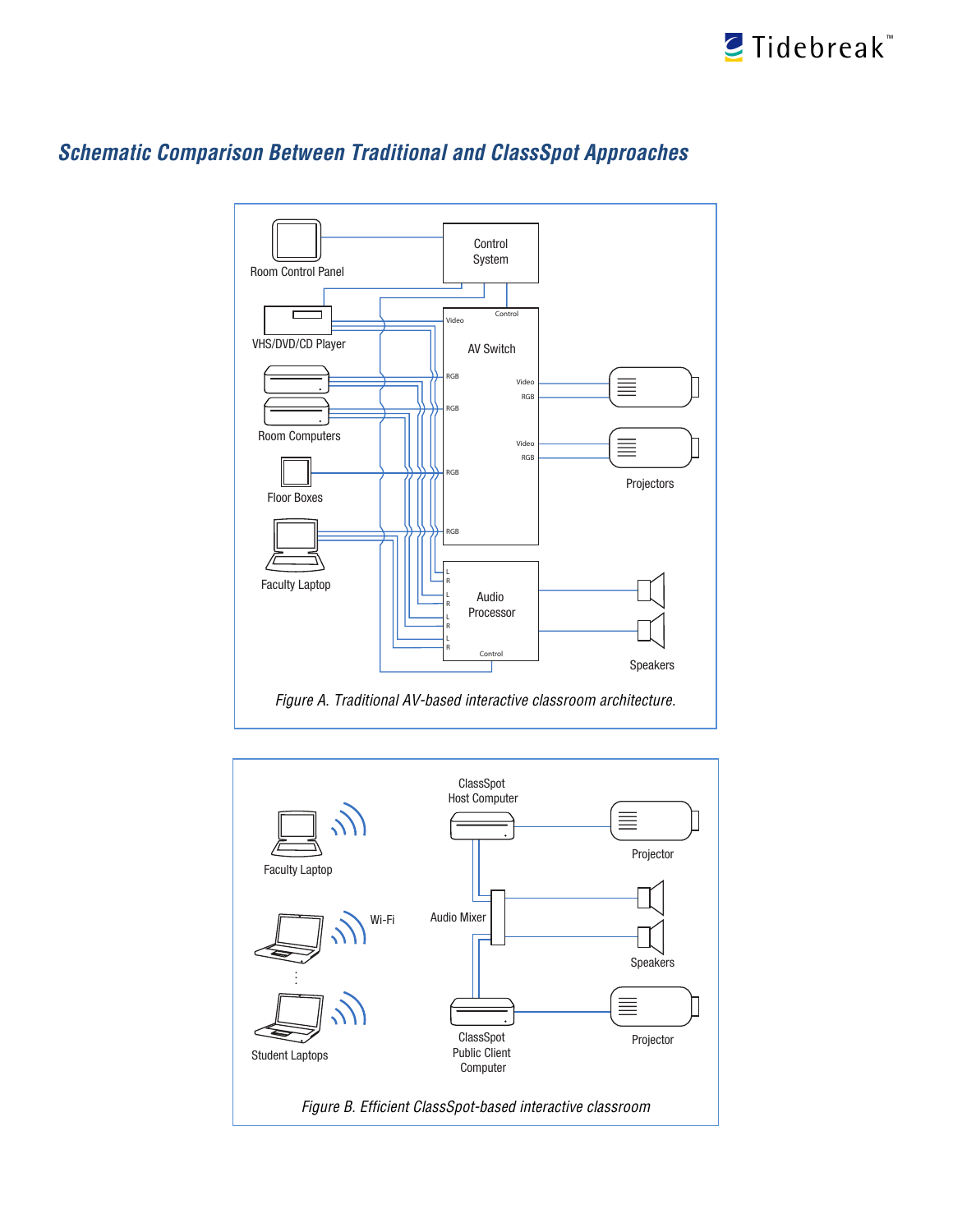## *Schematic Comparison Between Traditional and ClassSpot Approaches*

*Figure A. Traditional AV-based interactive classroom architecture.*

*Figure B. Efficient ClassSpot-based interactive classroom*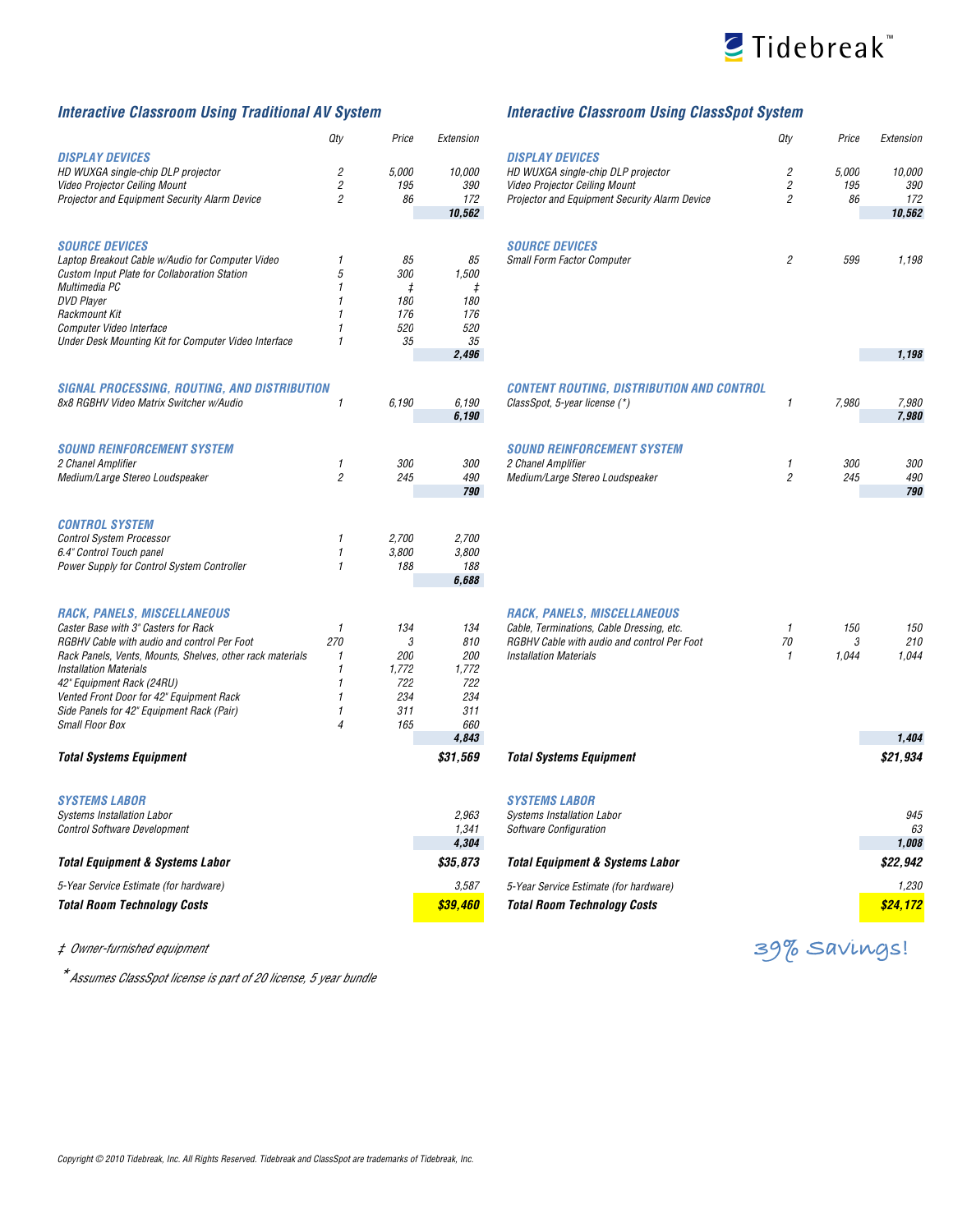Tidebreak™

## Interactive Classroom Using Traditional AV System

| | Qty | Price | Extension |
|---|---|---|---|
| **DISPLAY DEVICES** | | | |
| HD WUXGA single-chip DLP projector | 2 | 5,000 | 10,000 |
| Video Projector Ceiling Mount | 2 | 195 | 390 |
| Projector and Equipment Security Alarm Device | 2 | 86 | 172 |
| | | | **10,562** |
| **SOURCE DEVICES** | | | |
| Laptop Breakout Cable w/Audio for Computer Video | 1 | 85 | 85 |
| Custom Input Plate for Collaboration Station | 5 | 300 | 1,500 |
| Multimedia PC | 1 | ‡ | ‡ |
| DVD Player | 1 | 180 | 180 |
| Rackmount Kit | 1 | 176 | 176 |
| Computer Video Interface | 1 | 520 | 520 |
| Under Desk Mounting Kit for Computer Video Interface | 1 | 35 | 35 |
| | | | **2,496** |
| **SIGNAL PROCESSING, ROUTING, AND DISTRIBUTION** | | | |
| 8x8 RGBHV Video Matrix Switcher w/Audio | 1 | 6,190 | 6,190 |
| | | | **6,190** |
| **SOUND REINFORCEMENT SYSTEM** | | | |
| 2 Chanel Amplifier | 1 | 300 | 300 |
| Medium/Large Stereo Loudspeaker | 2 | 245 | 490 |
| | | | **790** |
| **CONTROL SYSTEM** | | | |
| Control System Processor | 1 | 2,700 | 2,700 |
| 6.4" Control Touch panel | 1 | 3,800 | 3,800 |
| Power Supply for Control System Controller | 1 | 188 | 188 |
| | | | **6,688** |
| **RACK, PANELS, MISCELLANEOUS** | | | |
| Caster Base with 3" Casters for Rack | 1 | 134 | 134 |
| RGBHV Cable with audio and control Per Foot | 270 | 3 | 810 |
| Rack Panels, Vents, Mounts, Shelves, other rack materials | 1 | 200 | 200 |
| Installation Materials | 1 | 1,772 | 1,772 |
| 42" Equipment Rack (24RU) | 1 | 722 | 722 |
| Vented Front Door for 42" Equipment Rack | 1 | 234 | 234 |
| Side Panels for 42" Equipment Rack (Pair) | 1 | 311 | 311 |
| Small Floor Box | 4 | 165 | 660 |
| | | | **4,843** |
| **Total Systems Equipment** | | | **$31,569** |
| **SYSTEMS LABOR** | | | |
| Systems Installation Labor | | | 2,963 |
| Control Software Development | | | 1,341 |
| | | | **4,304** |
| **Total Equipment & Systems Labor** | | | **$35,873** |
| 5-Year Service Estimate (for hardware) | | | 3,587 |
| **Total Room Technology Costs** | | | **$39,460** |

## Interactive Classroom Using ClassSpot System

| | Qty | Price | Extension |
|---|---|---|---|
| **DISPLAY DEVICES** | | | |
| HD WUXGA single-chip DLP projector | 2 | 5,000 | 10,000 |
| Video Projector Ceiling Mount | 2 | 195 | 390 |
| Projector and Equipment Security Alarm Device | 2 | 86 | 172 |
| | | | **10,562** |
| **SOURCE DEVICES** | | | |
| Small Form Factor Computer | 2 | 599 | 1,198 |
| | | | **1,198** |
| **CONTENT ROUTING, DISTRIBUTION AND CONTROL** | | | |
| ClassSpot, 5-year license (*) | 1 | 7,980 | 7,980 |
| | | | **7,980** |
| **SOUND REINFORCEMENT SYSTEM** | | | |
| 2 Chanel Amplifier | 1 | 300 | 300 |
| Medium/Large Stereo Loudspeaker | 2 | 245 | 490 |
| | | | **790** |
| **RACK, PANELS, MISCELLANEOUS** | | | |
| Cable, Terminations, Cable Dressing, etc. | 1 | 150 | 150 |
| RGBHV Cable with audio and control Per Foot | 70 | 3 | 210 |
| Installation Materials | 1 | 1,044 | 1,044 |
| | | | **1,404** |
| **Total Systems Equipment** | | | **$21,934** |
| **SYSTEMS LABOR** | | | |
| Systems Installation Labor | | | 945 |
| Software Configuration | | | 63 |
| | | | **1,008** |
| **Total Equipment & Systems Labor** | | | **$22,942** |
| 5-Year Service Estimate (for hardware) | | | 1,230 |
| **Total Room Technology Costs** | | | **$24,172** |

39% Savings!

‡ Owner-furnished equipment

\* Assumes ClassSpot license is part of 20 license, 5 year bundle

Copyright © 2010 Tidebreak, Inc. All Rights Reserved. Tidebreak and ClassSpot are trademarks of Tidebreak, Inc.